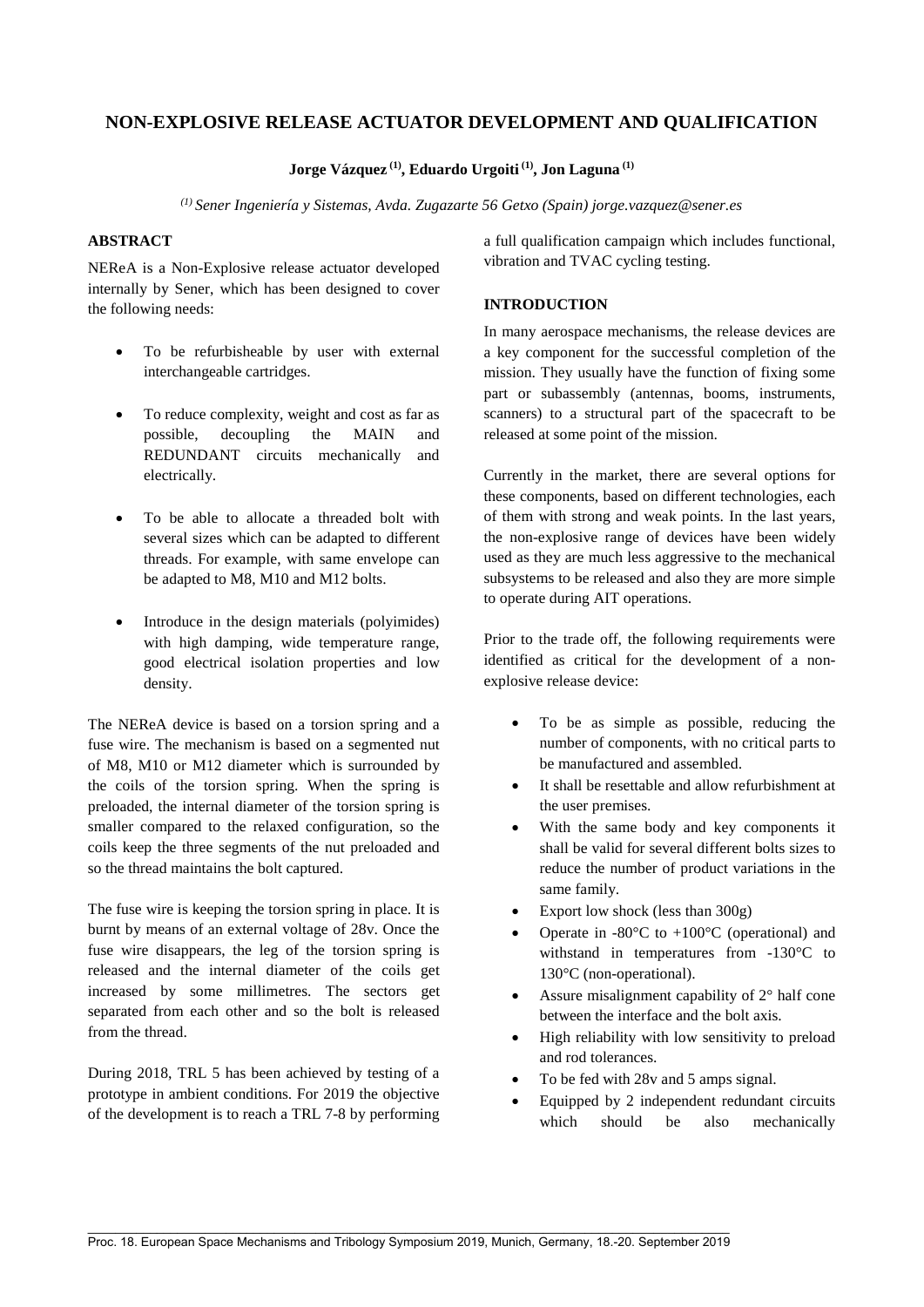# NON-EXPLOSIVE RELEASE ACTUATOR DEVELOPMENT AND QUALIFICATION

**Jorge Vázquez [(1)], Eduardo Urgoiti [(1)], Jon Laguna [(1)]**

*[(1)] Sener Ingeniería y Sistemas, Avda. Zugazarte 56 Getxo (Spain) jorge.vazquez@sener.es*

## ABSTRACT

NEReA is a Non-Explosive release actuator developed internally by Sener, which has been designed to cover the following needs:

- To be refurbisheable by user with external interchangeable cartridges.
- To reduce complexity, weight and cost as far as possible, decoupling the MAIN and REDUNDANT circuits mechanically and electrically.
- To be able to allocate a threaded bolt with several sizes which can be adapted to different threads. For example, with same envelope can be adapted to M8, M10 and M12 bolts.
- Introduce in the design materials (polyimides) with high damping, wide temperature range, good electrical isolation properties and low density.

The NEReA device is based on a torsion spring and a fuse wire. The mechanism is based on a segmented nut of M8, M10 or M12 diameter which is surrounded by the coils of the torsion spring. When the spring is preloaded, the internal diameter of the torsion spring is smaller compared to the relaxed configuration, so the coils keep the three segments of the nut preloaded and so the thread maintains the bolt captured.

The fuse wire is keeping the torsion spring in place. It is burnt by means of an external voltage of 28v. Once the fuse wire disappears, the leg of the torsion spring is released and the internal diameter of the coils get increased by some millimetres. The sectors get separated from each other and so the bolt is released from the thread.

During 2018, TRL 5 has been achieved by testing of a prototype in ambient conditions. For 2019 the objective of the development is to reach a TRL 7-8 by performing a full qualification campaign which includes functional, vibration and TVAC cycling testing.

## INTRODUCTION

In many aerospace mechanisms, the release devices are a key component for the successful completion of the mission. They usually have the function of fixing some part or subassembly (antennas, booms, instruments, scanners) to a structural part of the spacecraft to be released at some point of the mission.

Currently in the market, there are several options for these components, based on different technologies, each of them with strong and weak points. In the last years, the non-explosive range of devices have been widely used as they are much less aggressive to the mechanical subsystems to be released and also they are more simple to operate during AIT operations.

Prior to the trade off, the following requirements were identified as critical for the development of a non-explosive release device:

- To be as simple as possible, reducing the number of components, with no critical parts to be manufactured and assembled.
- It shall be resettable and allow refurbishment at the user premises.
- With the same body and key components it shall be valid for several different bolts sizes to reduce the number of product variations in the same family.
- Export low shock (less than 300g)
- Operate in -80°C to +100°C (operational) and withstand in temperatures from -130°C to 130°C (non-operational).
- Assure misalignment capability of 2° half cone between the interface and the bolt axis.
- High reliability with low sensitivity to preload and rod tolerances.
- To be fed with 28v and 5 amps signal.
- Equipped by 2 independent redundant circuits which should be also mechanically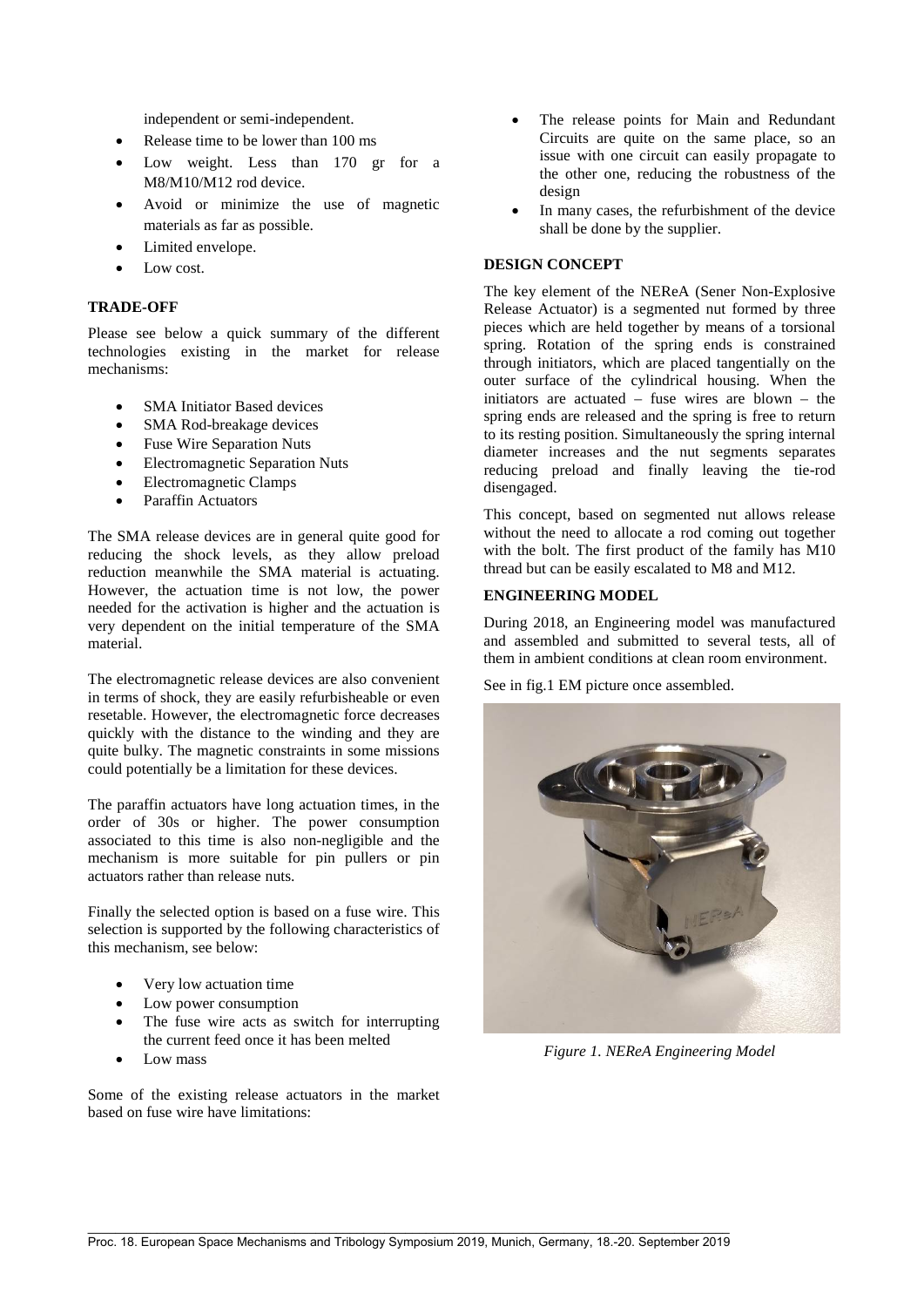independent or semi-independent.

- Release time to be lower than 100 ms
- Low weight. Less than 170 gr for a M8/M10/M12 rod device.
- Avoid or minimize the use of magnetic materials as far as possible.
- Limited envelope.
- Low cost.

**TRADE-OFF**

Please see below a quick summary of the different technologies existing in the market for release mechanisms:

- SMA Initiator Based devices
- SMA Rod-breakage devices
- Fuse Wire Separation Nuts
- Electromagnetic Separation Nuts
- Electromagnetic Clamps
- Paraffin Actuators

The SMA release devices are in general quite good for reducing the shock levels, as they allow preload reduction meanwhile the SMA material is actuating. However, the actuation time is not low, the power needed for the activation is higher and the actuation is very dependent on the initial temperature of the SMA material.

The electromagnetic release devices are also convenient in terms of shock, they are easily refurbisheable or even resetable. However, the electromagnetic force decreases quickly with the distance to the winding and they are quite bulky. The magnetic constraints in some missions could potentially be a limitation for these devices.

The paraffin actuators have long actuation times, in the order of 30s or higher. The power consumption associated to this time is also non-negligible and the mechanism is more suitable for pin pullers or pin actuators rather than release nuts.

Finally the selected option is based on a fuse wire. This selection is supported by the following characteristics of this mechanism, see below:

- Very low actuation time
- Low power consumption
- The fuse wire acts as switch for interrupting the current feed once it has been melted
- Low mass

Some of the existing release actuators in the market based on fuse wire have limitations:

- The release points for Main and Redundant Circuits are quite on the same place, so an issue with one circuit can easily propagate to the other one, reducing the robustness of the design
- In many cases, the refurbishment of the device shall be done by the supplier.

**DESIGN CONCEPT**

The key element of the NEReA (Sener Non-Explosive Release Actuator) is a segmented nut formed by three pieces which are held together by means of a torsional spring. Rotation of the spring ends is constrained through initiators, which are placed tangentially on the outer surface of the cylindrical housing. When the initiators are actuated – fuse wires are blown – the spring ends are released and the spring is free to return to its resting position. Simultaneously the spring internal diameter increases and the nut segments separates reducing preload and finally leaving the tie-rod disengaged.

This concept, based on segmented nut allows release without the need to allocate a rod coming out together with the bolt. The first product of the family has M10 thread but can be easily escalated to M8 and M12.

**ENGINEERING MODEL**

During 2018, an Engineering model was manufactured and assembled and submitted to several tests, all of them in ambient conditions at clean room environment.

See in fig.1 EM picture once assembled.

*Figure 1. NEReA Engineering Model*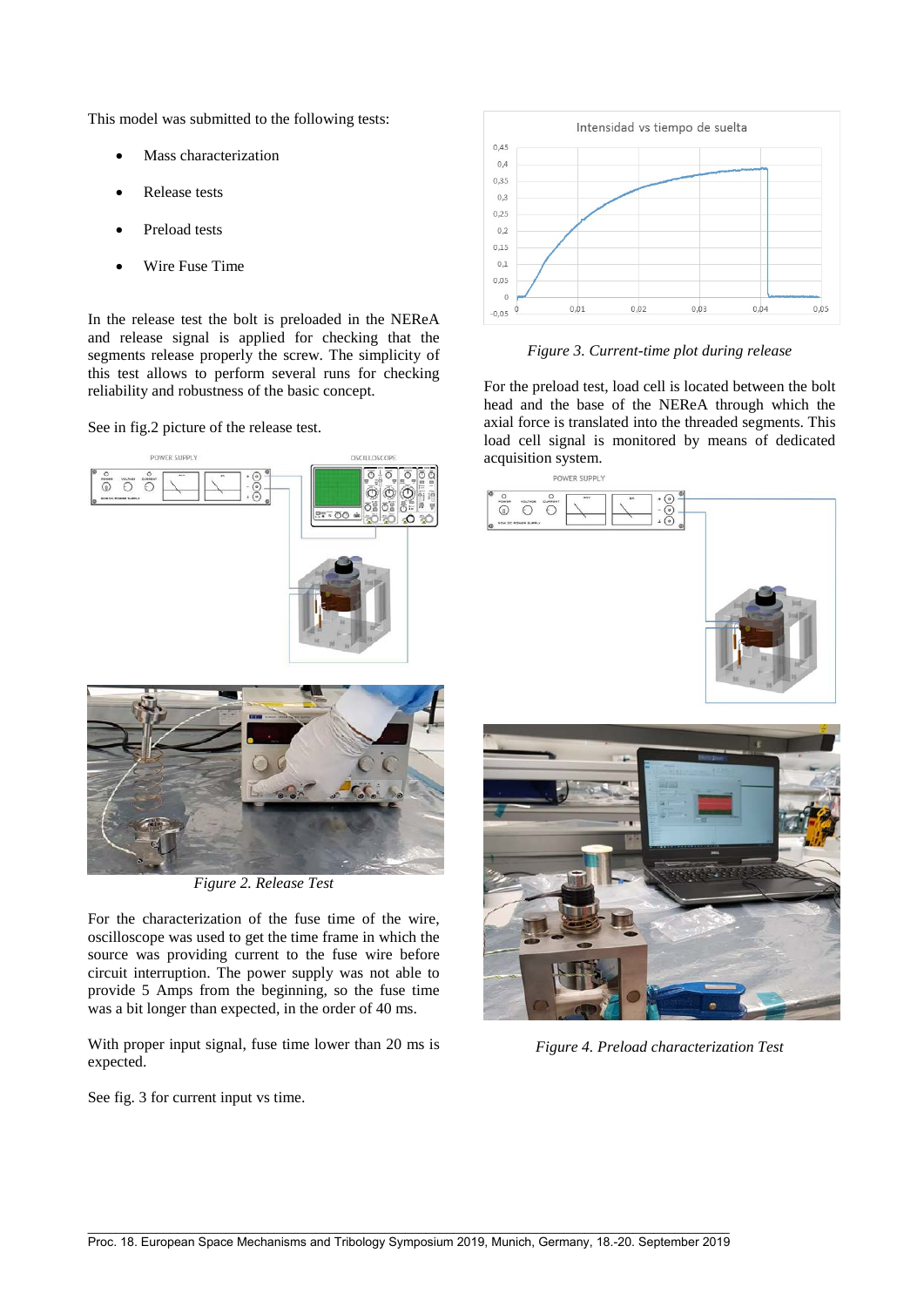This model was submitted to the following tests:

- Mass characterization
- Release tests
- Preload tests
- Wire Fuse Time

In the release test the bolt is preloaded in the NEReA and release signal is applied for checking that the segments release properly the screw. The simplicity of this test allows to perform several runs for checking reliability and robustness of the basic concept.

See in fig.2 picture of the release test.

*Figure 2. Release Test*

For the characterization of the fuse time of the wire, oscilloscope was used to get the time frame in which the source was providing current to the fuse wire before circuit interruption. The power supply was not able to provide 5 Amps from the beginning, so the fuse time was a bit longer than expected, in the order of 40 ms.

With proper input signal, fuse time lower than 20 ms is expected.

See fig. 3 for current input vs time.

*Figure 3. Current-time plot during release*

For the preload test, load cell is located between the bolt head and the base of the NEReA through which the axial force is translated into the threaded segments. This load cell signal is monitored by means of dedicated acquisition system.

*Figure 4. Preload characterization Test*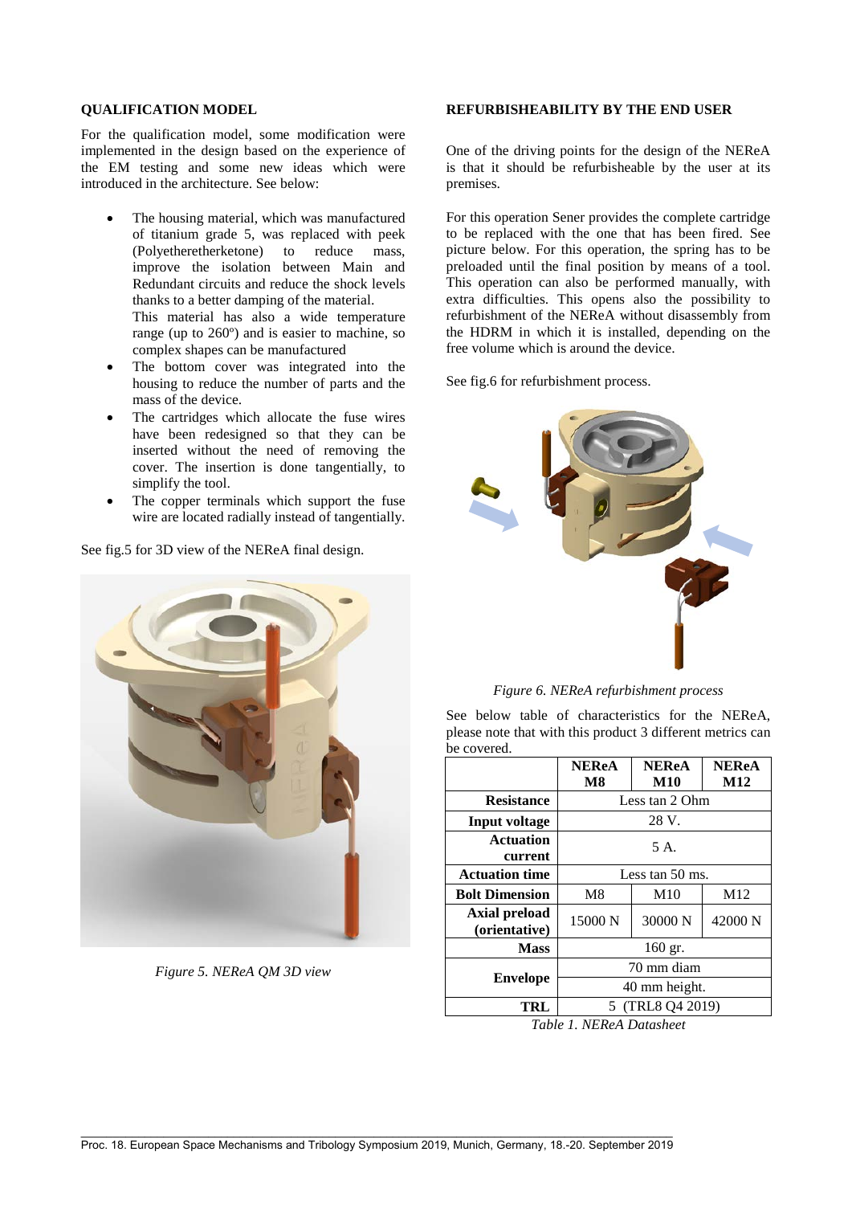## QUALIFICATION MODEL

For the qualification model, some modification were implemented in the design based on the experience of the EM testing and some new ideas which were introduced in the architecture. See below:

- The housing material, which was manufactured of titanium grade 5, was replaced with peek (Polyetheretherketone) to reduce mass, improve the isolation between Main and Redundant circuits and reduce the shock levels thanks to a better damping of the material.
  This material has also a wide temperature range (up to 260º) and is easier to machine, so complex shapes can be manufactured
- The bottom cover was integrated into the housing to reduce the number of parts and the mass of the device.
- The cartridges which allocate the fuse wires have been redesigned so that they can be inserted without the need of removing the cover. The insertion is done tangentially, to simplify the tool.
- The copper terminals which support the fuse wire are located radially instead of tangentially.

See fig.5 for 3D view of the NEReA final design.

*Figure 5. NEReA QM 3D view*

## REFURBISHEABILITY BY THE END USER

One of the driving points for the design of the NEReA is that it should be refurbisheable by the user at its premises.

For this operation Sener provides the complete cartridge to be replaced with the one that has been fired. See picture below. For this operation, the spring has to be preloaded until the final position by means of a tool. This operation can also be performed manually, with extra difficulties. This opens also the possibility to refurbishment of the NEReA without disassembly from the HDRM in which it is installed, depending on the free volume which is around the device.

See fig.6 for refurbishment process.

*Figure 6. NEReA refurbishment process*

See below table of characteristics for the NEReA, please note that with this product 3 different metrics can be covered.

| | NEReA M8 | NEReA M10 | NEReA M12 |
|---|---|---|---|
| **Resistance** | Less tan 2 Ohm | | |
| **Input voltage** | 28 V. | | |
| **Actuation current** | 5 A. | | |
| **Actuation time** | Less tan 50 ms. | | |
| **Bolt Dimension** | M8 | M10 | M12 |
| **Axial preload (orientative)** | 15000 N | 30000 N | 42000 N |
| **Mass** | 160 gr. | | |
| **Envelope** | 70 mm diam | | |
| | 40 mm height. | | |
| **TRL** | 5 (TRL8 Q4 2019) | | |

*Table 1. NEReA Datasheet*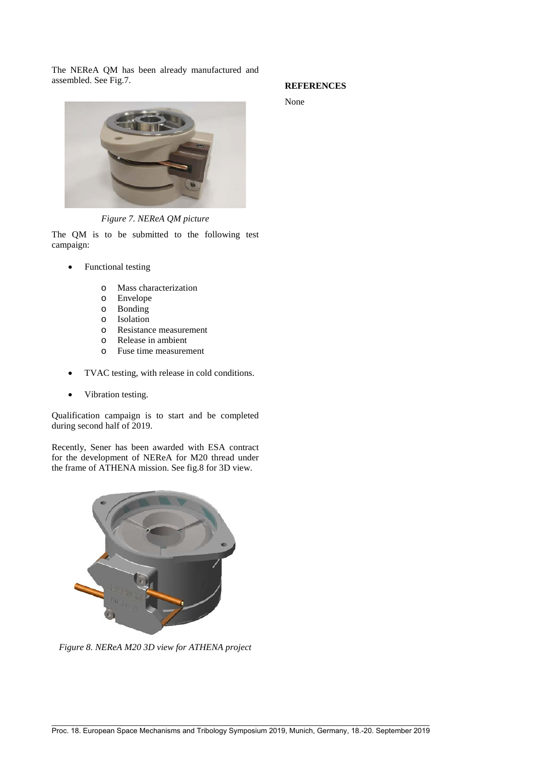The NEReA QM has been already manufactured and assembled. See Fig.7.

*Figure 7. NEReA QM picture*

The QM is to be submitted to the following test campaign:

- Functional testing
  - Mass characterization
  - Envelope
  - Bonding
  - Isolation
  - Resistance measurement
  - Release in ambient
  - Fuse time measurement
- TVAC testing, with release in cold conditions.
- Vibration testing.

Qualification campaign is to start and be completed during second half of 2019.

Recently, Sener has been awarded with ESA contract for the development of NEReA for M20 thread under the frame of ATHENA mission. See fig.8 for 3D view.

*Figure 8. NEReA M20 3D view for ATHENA project*

**REFERENCES**

None